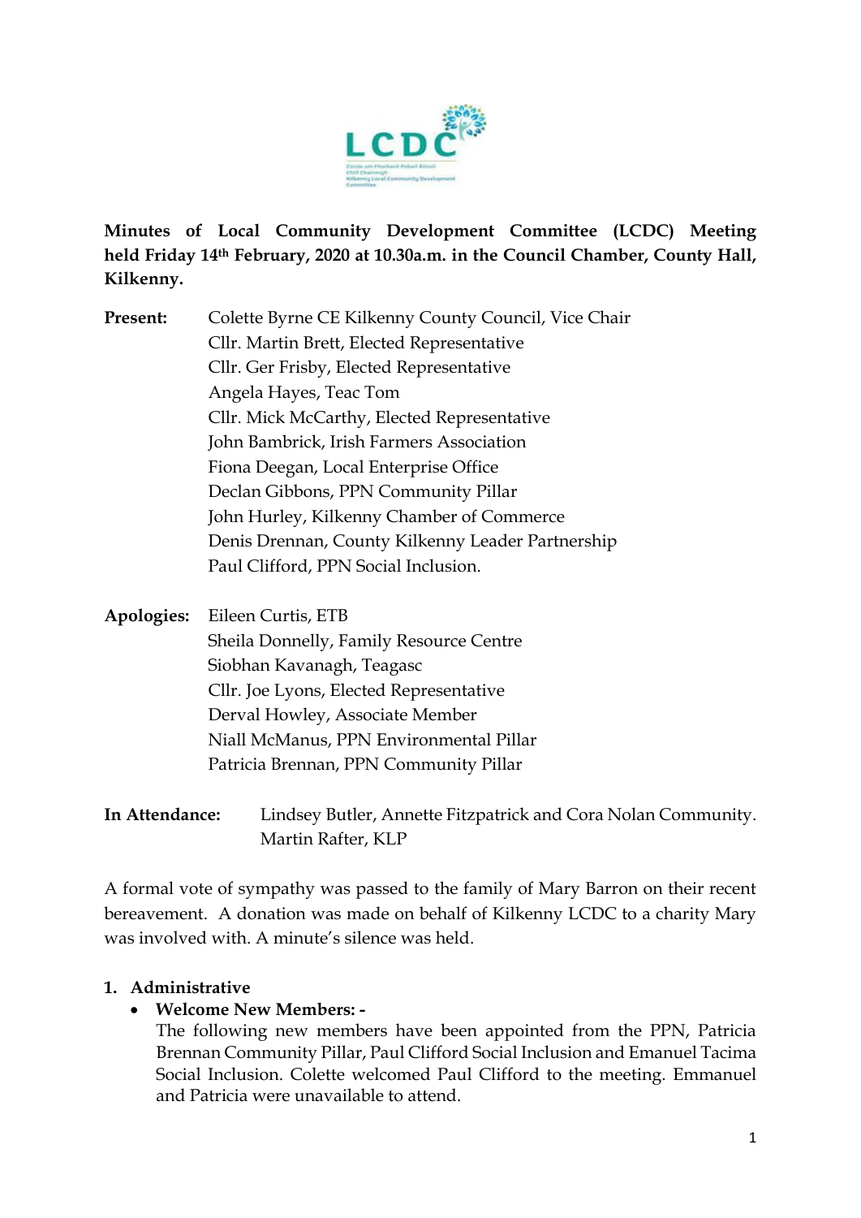**Minutes of Local Community Development Committee (LCDC) Meeting held Friday 14th February, 2020 at 10.30a.m. in the Council Chamber, County Hall, Kilkenny.**

**Present:**
Colette Byrne CE Kilkenny County Council, Vice Chair
Cllr. Martin Brett, Elected Representative
Cllr. Ger Frisby, Elected Representative
Angela Hayes, Teac Tom
Cllr. Mick McCarthy, Elected Representative
John Bambrick, Irish Farmers Association
Fiona Deegan, Local Enterprise Office
Declan Gibbons, PPN Community Pillar
John Hurley, Kilkenny Chamber of Commerce
Denis Drennan, County Kilkenny Leader Partnership
Paul Clifford, PPN Social Inclusion.

**Apologies:**
Eileen Curtis, ETB
Sheila Donnelly, Family Resource Centre
Siobhan Kavanagh, Teagasc
Cllr. Joe Lyons, Elected Representative
Derval Howley, Associate Member
Niall McManus, PPN Environmental Pillar
Patricia Brennan, PPN Community Pillar

**In Attendance:**
Lindsey Butler, Annette Fitzpatrick and Cora Nolan Community.
Martin Rafter, KLP

A formal vote of sympathy was passed to the family of Mary Barron on their recent bereavement. A donation was made on behalf of Kilkenny LCDC to a charity Mary was involved with. A minute's silence was held.

1. **Administrative**
   - **Welcome New Members: -**
     The following new members have been appointed from the PPN, Patricia Brennan Community Pillar, Paul Clifford Social Inclusion and Emanuel Tacima Social Inclusion. Colette welcomed Paul Clifford to the meeting. Emmanuel and Patricia were unavailable to attend.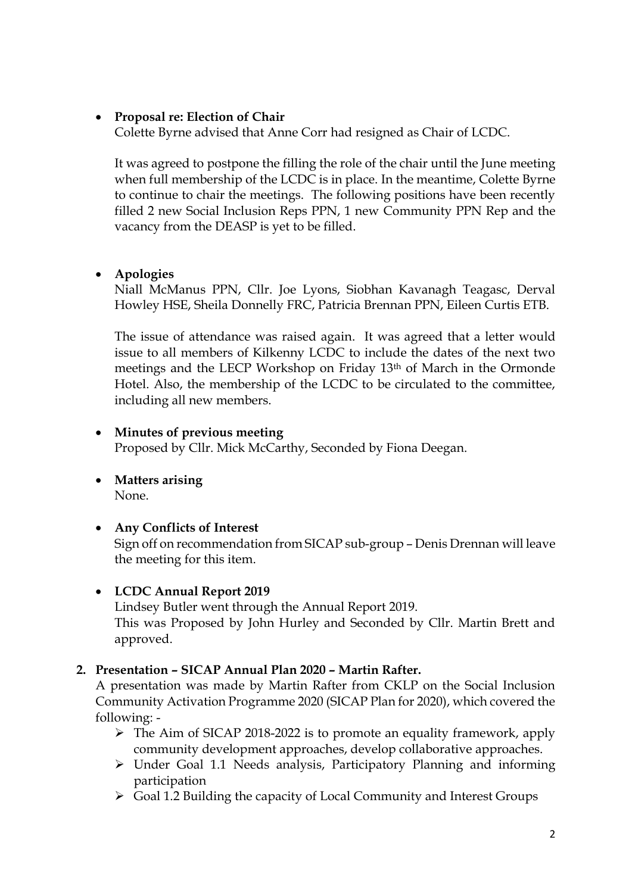- **Proposal re: Election of Chair**
  Colette Byrne advised that Anne Corr had resigned as Chair of LCDC.

  It was agreed to postpone the filling the role of the chair until the June meeting when full membership of the LCDC is in place. In the meantime, Colette Byrne to continue to chair the meetings. The following positions have been recently filled 2 new Social Inclusion Reps PPN, 1 new Community PPN Rep and the vacancy from the DEASP is yet to be filled.

- **Apologies**
  Niall McManus PPN, Cllr. Joe Lyons, Siobhan Kavanagh Teagasc, Derval Howley HSE, Sheila Donnelly FRC, Patricia Brennan PPN, Eileen Curtis ETB.

  The issue of attendance was raised again. It was agreed that a letter would issue to all members of Kilkenny LCDC to include the dates of the next two meetings and the LECP Workshop on Friday 13th of March in the Ormonde Hotel. Also, the membership of the LCDC to be circulated to the committee, including all new members.

- **Minutes of previous meeting**
  Proposed by Cllr. Mick McCarthy, Seconded by Fiona Deegan.

- **Matters arising**
  None.

- **Any Conflicts of Interest**
  Sign off on recommendation from SICAP sub-group – Denis Drennan will leave the meeting for this item.

- **LCDC Annual Report 2019**
  Lindsey Butler went through the Annual Report 2019.
  This was Proposed by John Hurley and Seconded by Cllr. Martin Brett and approved.

**2. Presentation – SICAP Annual Plan 2020 – Martin Rafter.**

A presentation was made by Martin Rafter from CKLP on the Social Inclusion Community Activation Programme 2020 (SICAP Plan for 2020), which covered the following: -

- The Aim of SICAP 2018-2022 is to promote an equality framework, apply community development approaches, develop collaborative approaches.
- Under Goal 1.1 Needs analysis, Participatory Planning and informing participation
- Goal 1.2 Building the capacity of Local Community and Interest Groups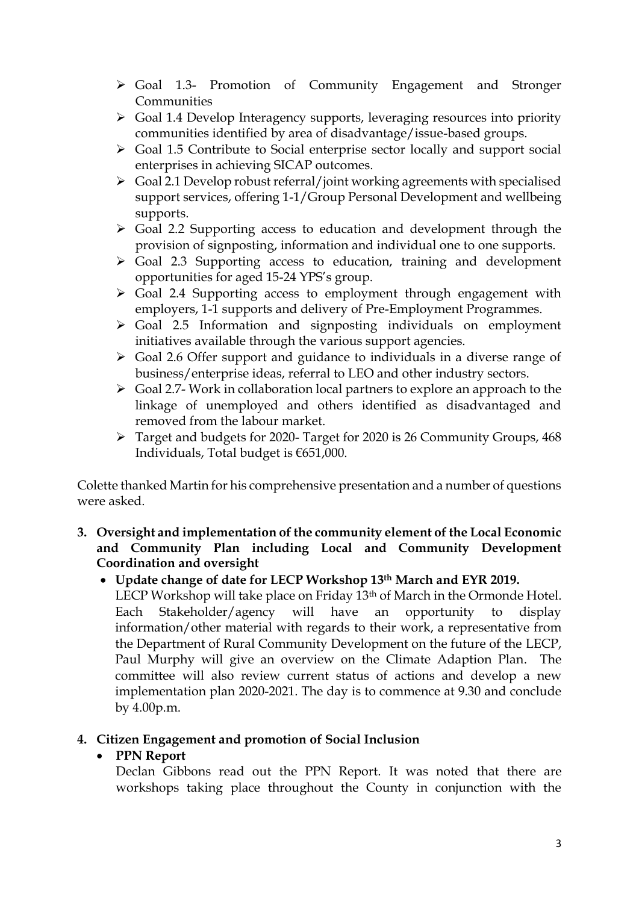- Goal 1.3- Promotion of Community Engagement and Stronger Communities
- Goal 1.4 Develop Interagency supports, leveraging resources into priority communities identified by area of disadvantage/issue-based groups.
- Goal 1.5 Contribute to Social enterprise sector locally and support social enterprises in achieving SICAP outcomes.
- Goal 2.1 Develop robust referral/joint working agreements with specialised support services, offering 1-1/Group Personal Development and wellbeing supports.
- Goal 2.2 Supporting access to education and development through the provision of signposting, information and individual one to one supports.
- Goal 2.3 Supporting access to education, training and development opportunities for aged 15-24 YPS's group.
- Goal 2.4 Supporting access to employment through engagement with employers, 1-1 supports and delivery of Pre-Employment Programmes.
- Goal 2.5 Information and signposting individuals on employment initiatives available through the various support agencies.
- Goal 2.6 Offer support and guidance to individuals in a diverse range of business/enterprise ideas, referral to LEO and other industry sectors.
- Goal 2.7- Work in collaboration local partners to explore an approach to the linkage of unemployed and others identified as disadvantaged and removed from the labour market.
- Target and budgets for 2020- Target for 2020 is 26 Community Groups, 468 Individuals, Total budget is €651,000.

Colette thanked Martin for his comprehensive presentation and a number of questions were asked.

**3. Oversight and implementation of the community element of the Local Economic and Community Plan including Local and Community Development Coordination and oversight**

- **Update change of date for LECP Workshop 13th March and EYR 2019.**

  LECP Workshop will take place on Friday 13th of March in the Ormonde Hotel. Each Stakeholder/agency will have an opportunity to display information/other material with regards to their work, a representative from the Department of Rural Community Development on the future of the LECP, Paul Murphy will give an overview on the Climate Adaption Plan. The committee will also review current status of actions and develop a new implementation plan 2020-2021. The day is to commence at 9.30 and conclude by 4.00p.m.

**4. Citizen Engagement and promotion of Social Inclusion**

- **PPN Report**

  Declan Gibbons read out the PPN Report. It was noted that there are workshops taking place throughout the County in conjunction with the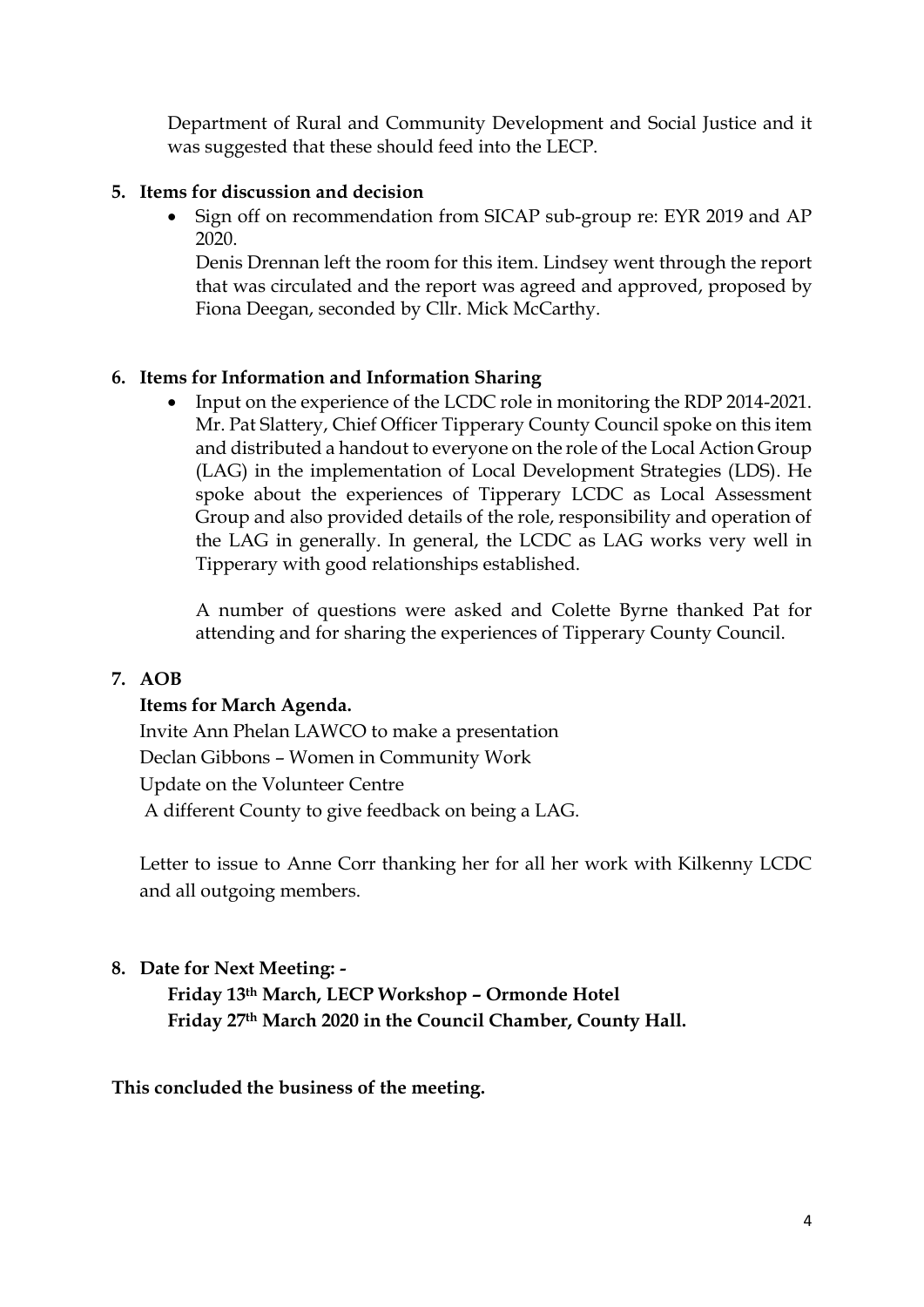Department of Rural and Community Development and Social Justice and it was suggested that these should feed into the LECP.

5. **Items for discussion and decision**

   - Sign off on recommendation from SICAP sub-group re: EYR 2019 and AP 2020.

     Denis Drennan left the room for this item. Lindsey went through the report that was circulated and the report was agreed and approved, proposed by Fiona Deegan, seconded by Cllr. Mick McCarthy.

6. **Items for Information and Information Sharing**

   - Input on the experience of the LCDC role in monitoring the RDP 2014-2021. Mr. Pat Slattery, Chief Officer Tipperary County Council spoke on this item and distributed a handout to everyone on the role of the Local Action Group (LAG) in the implementation of Local Development Strategies (LDS). He spoke about the experiences of Tipperary LCDC as Local Assessment Group and also provided details of the role, responsibility and operation of the LAG in generally. In general, the LCDC as LAG works very well in Tipperary with good relationships established.

     A number of questions were asked and Colette Byrne thanked Pat for attending and for sharing the experiences of Tipperary County Council.

7. **AOB**

   **Items for March Agenda.**

   Invite Ann Phelan LAWCO to make a presentation
   Declan Gibbons – Women in Community Work
   Update on the Volunteer Centre
   A different County to give feedback on being a LAG.

   Letter to issue to Anne Corr thanking her for all her work with Kilkenny LCDC and all outgoing members.

8. **Date for Next Meeting: -**

   **Friday 13th March, LECP Workshop – Ormonde Hotel**
   **Friday 27th March 2020 in the Council Chamber, County Hall.**

**This concluded the business of the meeting.**